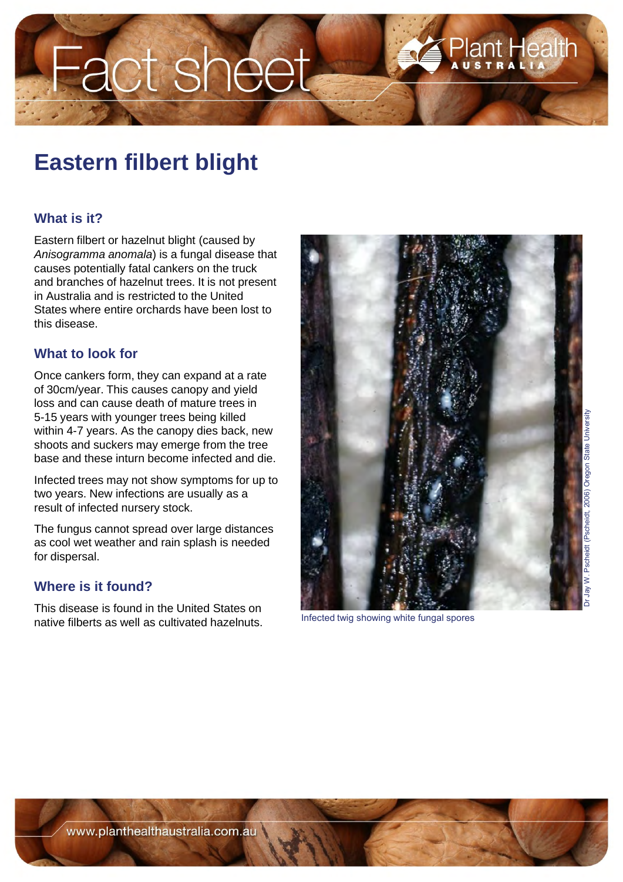# Eastern filbert blight

## What is it?

Eastern filbert or hazelnut blight (caused by *Anisogramma anomala*) is a fungal disease that causes potentially fatal cankers on the truck and branches of hazelnut trees. It is not present in Australia and is restricted to the United States where entire orchards have been lost to this disease.

## What to look for

Once cankers form, they can expand at a rate of 30cm/year. This causes canopy and yield loss and can cause death of mature trees in 5-15 years with younger trees being killed within 4-7 years. As the canopy dies back, new shoots and suckers may emerge from the tree base and these inturn become infected and die.

Infected trees may not show symptoms for up to two years. New infections are usually as a result of infected nursery stock.

The fungus cannot spread over large distances as cool wet weather and rain splash is needed for dispersal.

## Where is it found?

This disease is found in the United States on native filberts as well as cultivated hazelnuts.

Dr Jay W. Pscheidt (Pscheidt, 2006) Oregon State University

Infected twig showing white fungal spores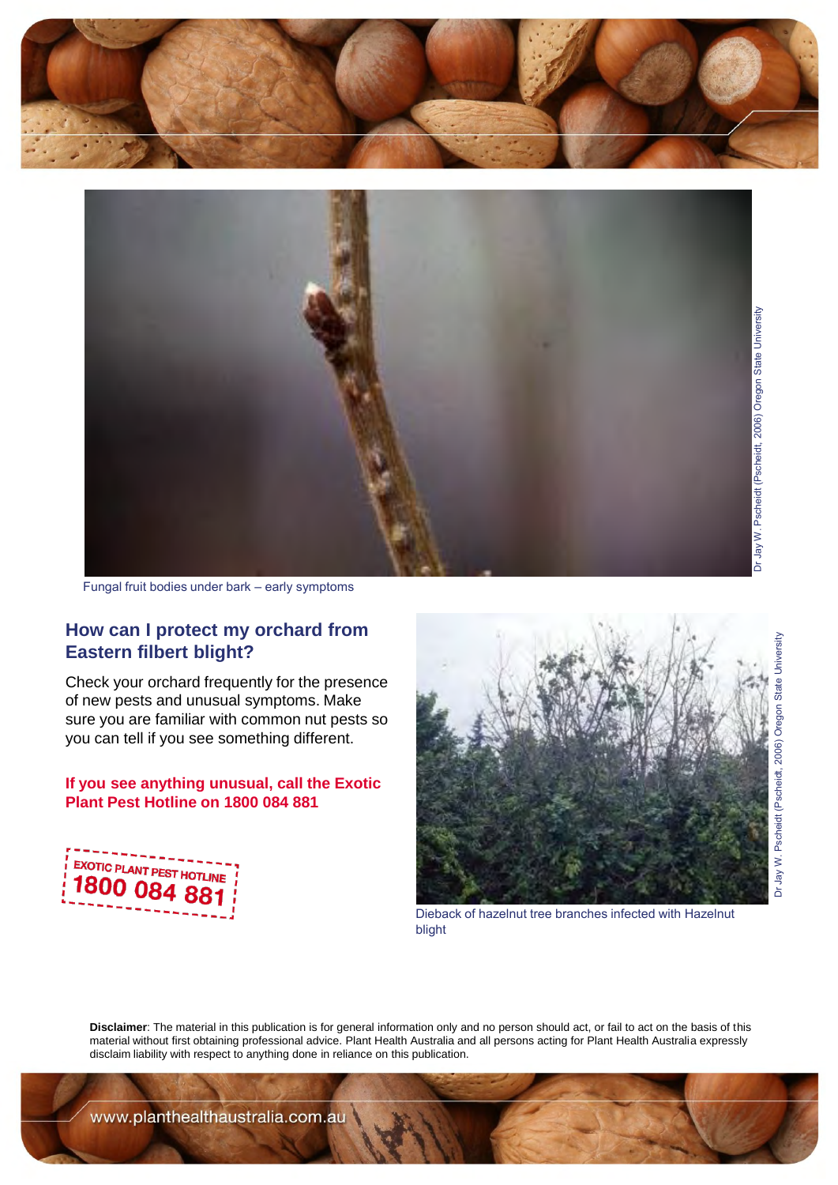Dr Jay W. Pscheidt (Pscheidt, 2006) Oregon State University

Fungal fruit bodies under bark – early symptoms

## How can I protect my orchard from Eastern filbert blight?

Check your orchard frequently for the presence of new pests and unusual symptoms. Make sure you are familiar with common nut pests so you can tell if you see something different.

**If you see anything unusual, call the Exotic Plant Pest Hotline on 1800 084 881**

EXOTIC PLANT PEST HOTLINE
1800 084 881

Dr Jay W. Pscheidt (Pscheidt, 2006) Oregon State University

Dieback of hazelnut tree branches infected with Hazelnut blight

**Disclaimer**: The material in this publication is for general information only and no person should act, or fail to act on the basis of this material without first obtaining professional advice. Plant Health Australia and all persons acting for Plant Health Australia expressly disclaim liability with respect to anything done in reliance on this publication.

www.planthealthaustralia.com.au